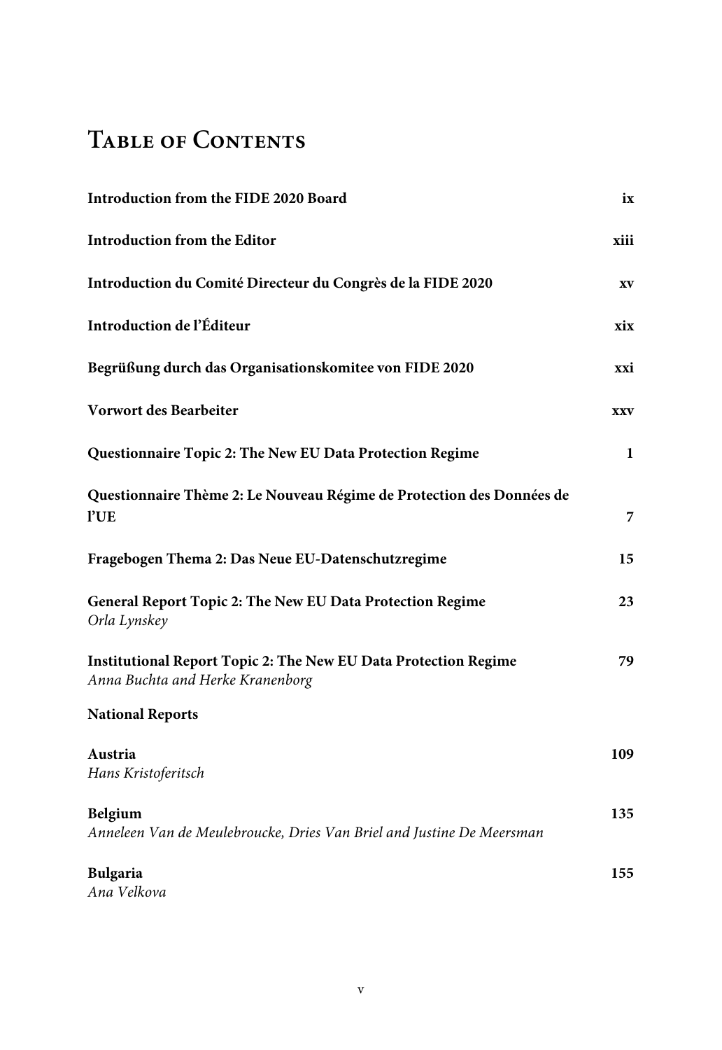# Table of Contents

| | |
|---|---|
| **Introduction from the FIDE 2020 Board** | **ix** |
| **Introduction from the Editor** | **xiii** |
| **Introduction du Comité Directeur du Congrès de la FIDE 2020** | **xv** |
| **Introduction de l'Éditeur** | **xix** |
| **Begrüßung durch das Organisationskomitee von FIDE 2020** | **xxi** |
| **Vorwort des Bearbeiter** | **xxv** |
| **Questionnaire Topic 2: The New EU Data Protection Regime** | **1** |
| **Questionnaire Thème 2: Le Nouveau Régime de Protection des Données de l'UE** | **7** |
| **Fragebogen Thema 2: Das Neue EU-Datenschutzregime** | **15** |
| **General Report Topic 2: The New EU Data Protection Regime** *Orla Lynskey* | **23** |
| **Institutional Report Topic 2: The New EU Data Protection Regime** *Anna Buchta and Herke Kranenborg* | **79** |
| **National Reports** | |
| **Austria** *Hans Kristoferitsch* | **109** |
| **Belgium** *Anneleen Van de Meulebroucke, Dries Van Briel and Justine De Meersman* | **135** |
| **Bulgaria** *Ana Velkova* | **155** |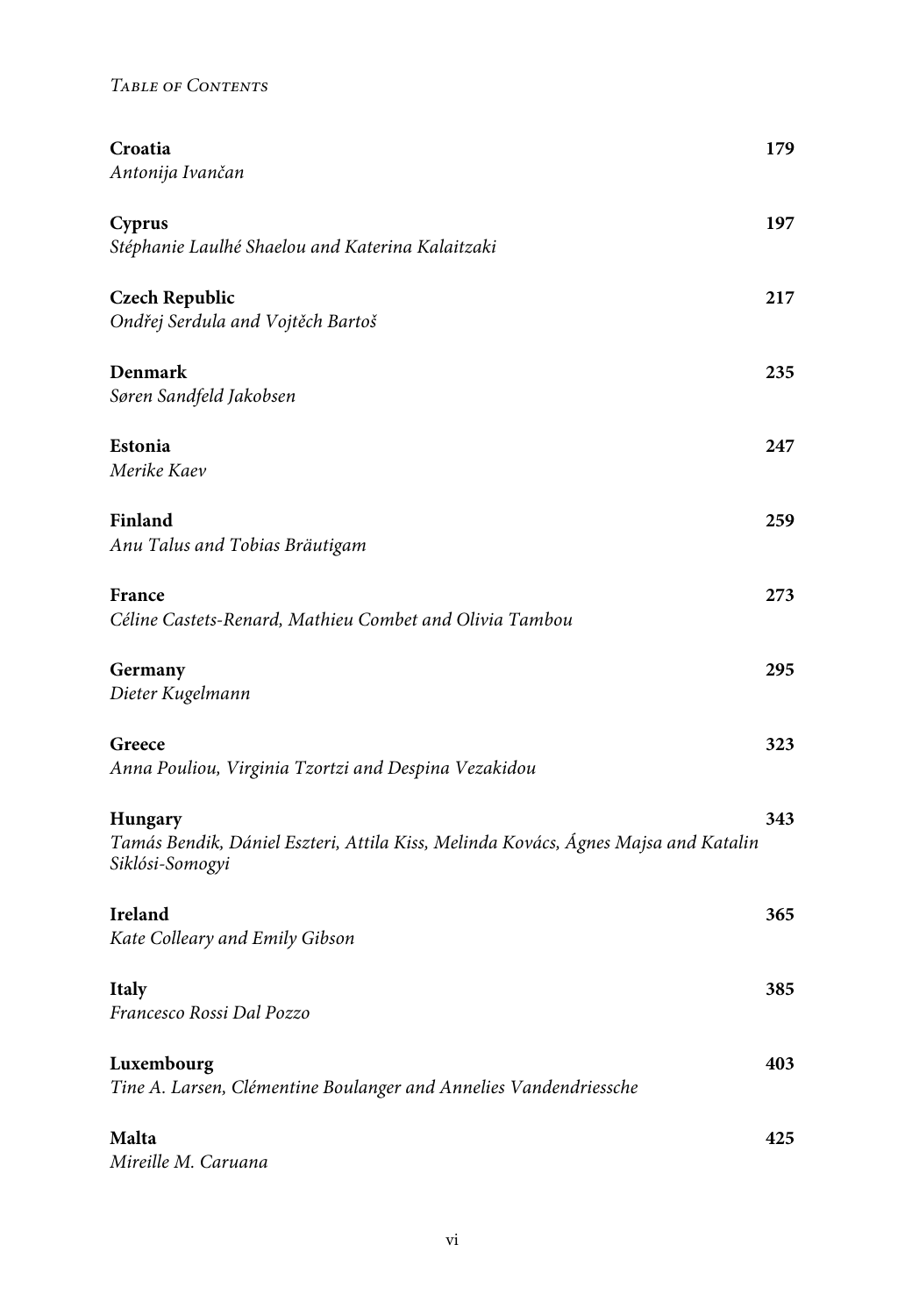| | |
|---|---|
| **Croatia**<br>*Antonija Ivančan* | **179** |
| **Cyprus**<br>*Stéphanie Laulhé Shaelou and Katerina Kalaitzaki* | **197** |
| **Czech Republic**<br>*Ondřej Serdula and Vojtěch Bartoš* | **217** |
| **Denmark**<br>*Søren Sandfeld Jakobsen* | **235** |
| **Estonia**<br>*Merike Kaev* | **247** |
| **Finland**<br>*Anu Talus and Tobias Bräutigam* | **259** |
| **France**<br>*Céline Castets-Renard, Mathieu Combet and Olivia Tambou* | **273** |
| **Germany**<br>*Dieter Kugelmann* | **295** |
| **Greece**<br>*Anna Pouliou, Virginia Tzortzi and Despina Vezakidou* | **323** |
| **Hungary**<br>*Tamás Bendik, Dániel Eszteri, Attila Kiss, Melinda Kovács, Ágnes Majsa and Katalin Siklósi-Somogyi* | **343** |
| **Ireland**<br>*Kate Colleary and Emily Gibson* | **365** |
| **Italy**<br>*Francesco Rossi Dal Pozzo* | **385** |
| **Luxembourg**<br>*Tine A. Larsen, Clémentine Boulanger and Annelies Vandendriessche* | **403** |
| **Malta**<br>*Mireille M. Caruana* | **425** |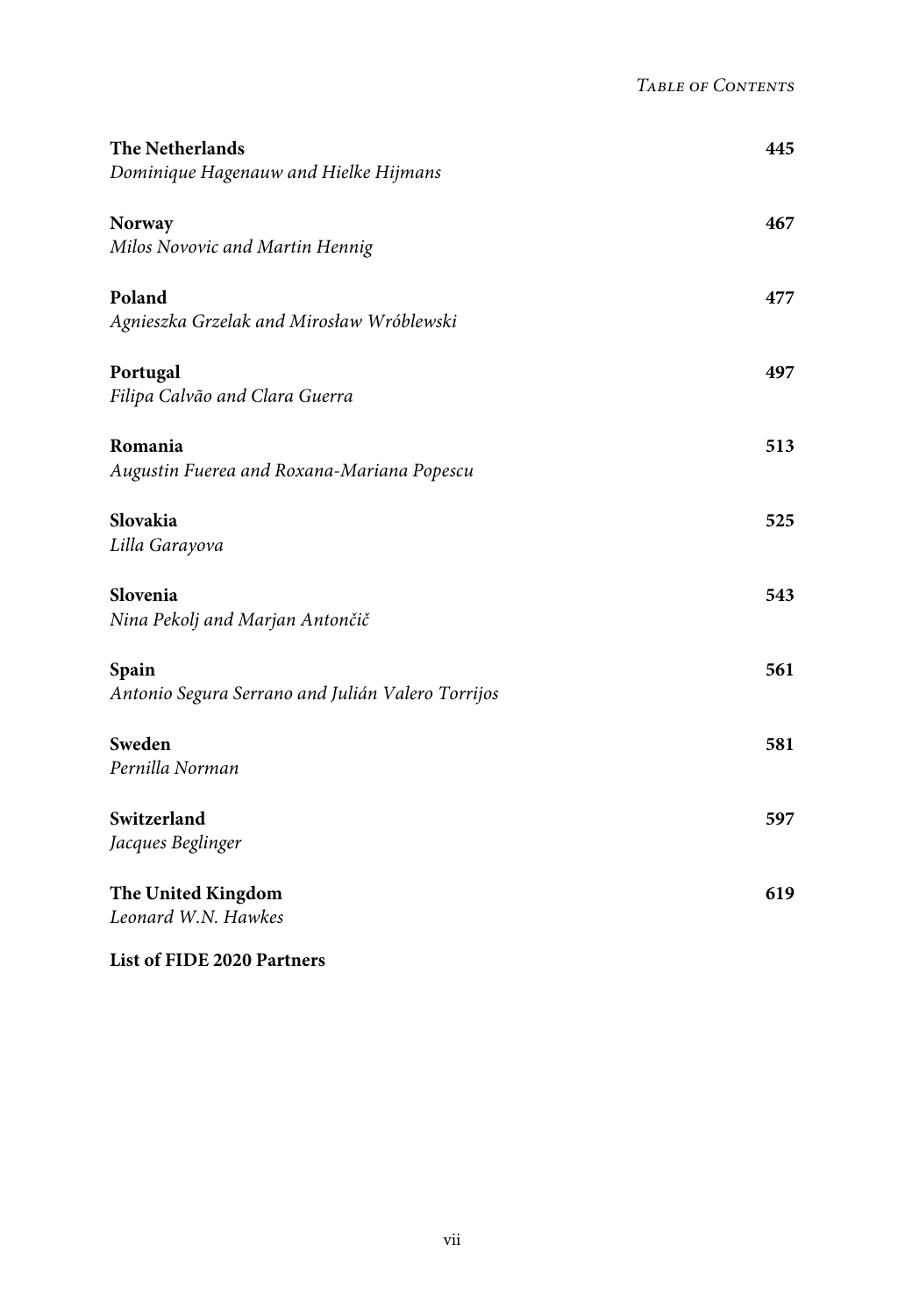**The Netherlands** **445**
*Dominique Hagenauw and Hielke Hijmans*

**Norway** **467**
*Milos Novovic and Martin Hennig*

**Poland** **477**
*Agnieszka Grzelak and Mirosław Wróblewski*

**Portugal** **497**
*Filipa Calvão and Clara Guerra*

**Romania** **513**
*Augustin Fuerea and Roxana-Mariana Popescu*

**Slovakia** **525**
*Lilla Garayova*

**Slovenia** **543**
*Nina Pekolj and Marjan Antončič*

**Spain** **561**
*Antonio Segura Serrano and Julián Valero Torrijos*

**Sweden** **581**
*Pernilla Norman*

**Switzerland** **597**
*Jacques Beglinger*

**The United Kingdom** **619**
*Leonard W.N. Hawkes*

**List of FIDE 2020 Partners**